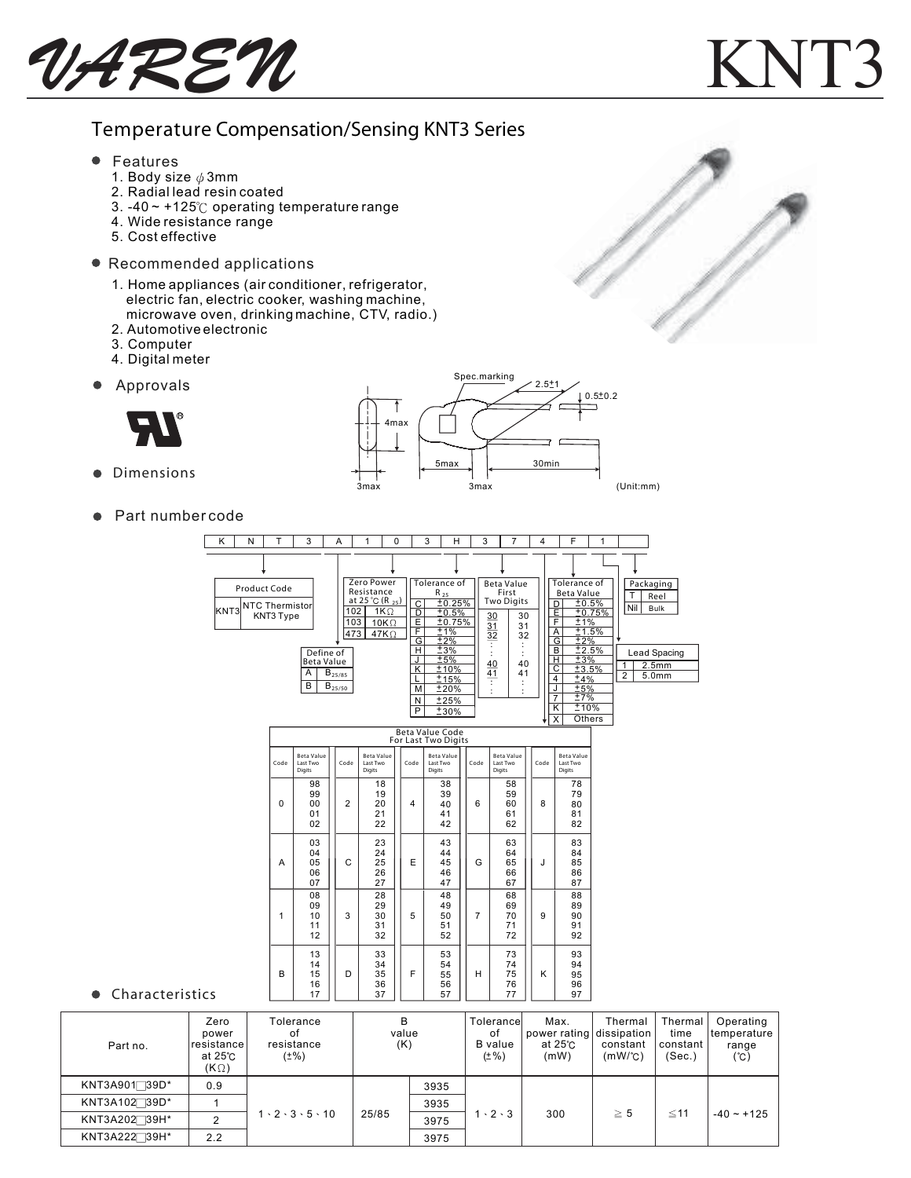# VAREN KNT3

## Temperature Compensation/Sensing KNT3 Series

- **Features**
  1. Body size ϕ3mm
  2. Radial lead resin coated
  3. -40 ~ +125℃ operating temperature range
  4. Wide resistance range
  5. Cost effective

- **Recommended applications**
  1. Home appliances (air conditioner, refrigerator, electric fan, electric cooker, washing machine, microwave oven, drinking machine, CTV, radio.)
  2. Automotive electronic
  3. Computer
  4. Digital meter

- **Approvals**

- **Dimensions**

Spec.marking, 2.5±1, 0.5±0.2, 4max, 5max, 30min, 3max, 3max (Unit:mm)

- **Part number code**

| K | N | T | 3 | A | 1 | 0 | 3 | H | 3 | 7 | 4 | F | 1 | |
|---|---|---|---|---|---|---|---|---|---|---|---|---|---|---|

**Product Code**

| | |
|---|---|
| KNT3 | NTC Thermistor KNT3 Type |

**Define of Beta Value**

| | |
|---|---|
| A | $B_{25/85}$ |
| B | $B_{25/50}$ |

**Zero Power Resistance at 25℃ ($R_{25}$)**

| | |
|---|---|
| 102 | 1KΩ |
| 103 | 10KΩ |
| 473 | 47KΩ |

**Tolerance of $R_{25}$**

| | |
|---|---|
| C | ±0.25% |
| D | ±0.5% |
| E | ±0.75% |
| F | ±1% |
| G | ±2% |
| H | ±3% |
| J | ±5% |
| K | ±10% |
| L | ±15% |
| M | ±20% |
| N | ±25% |
| P | ±30% |

**Beta Value First Two Digits**

| | |
|---|---|
| 30 | 30 |
| 31 | 31 |
| 32 | 32 |
| : | : |
| 40 | 40 |
| 41 | 41 |
| : | : |

**Tolerance of Beta Value**

| | |
|---|---|
| D | ±0.5% |
| E | ±0.75% |
| F | ±1% |
| A | ±1.5% |
| G | ±2% |
| B | ±2.5% |
| H | ±3% |
| C | ±3.5% |
| 4 | ±4% |
| J | ±5% |
| 7 | ±7% |
| K | ±10% |
| X | Others |

**Packaging**

| | |
|---|---|
| T | Reel |
| Nil | Bulk |

**Lead Spacing**

| | |
|---|---|
| 1 | 2.5mm |
| 2 | 5.0mm |

**Beta Value Code For Last Two Digits**

| Code | Beta Value Last Two Digits | Code | Beta Value Last Two Digits | Code | Beta Value Last Two Digits | Code | Beta Value Last Two Digits | Code | Beta Value Last Two Digits |
|---|---|---|---|---|---|---|---|---|---|
| 0 | 98, 99, 00, 01, 02 | 2 | 18, 19, 20, 21, 22 | 4 | 38, 39, 40, 41, 42 | 6 | 58, 59, 60, 61, 62 | 8 | 78, 79, 80, 81, 82 |
| A | 03, 04, 05, 06, 07 | C | 23, 24, 25, 26, 27 | E | 43, 44, 45, 46, 47 | G | 63, 64, 65, 66, 67 | J | 83, 84, 85, 86, 87 |
| 1 | 08, 09, 10, 11, 12 | 3 | 28, 29, 30, 31, 32 | 5 | 48, 49, 50, 51, 52 | 7 | 68, 69, 70, 71, 72 | 9 | 88, 89, 90, 91, 92 |
| B | 13, 14, 15, 16, 17 | D | 33, 34, 35, 36, 37 | F | 53, 54, 55, 56, 57 | H | 73, 74, 75, 76, 77 | K | 93, 94, 95, 96, 97 |

- **Characteristics**

| Part no. | Zero power resistance at 25℃ (KΩ) | Tolerance of resistance (±%) | B value (K) | | Tolerance of B value (±%) | Max. power rating at 25℃ (mW) | Thermal dissipation constant (mW/℃) | Thermal time constant (Sec.) | Operating temperature range (℃) |
|---|---|---|---|---|---|---|---|---|---|
| KNT3A901□39D* | 0.9 | 1、2、3、5、10 | 25/85 | 3935 | 1、2、3 | 300 | ≥ 5 | ≤11 | -40 ~ +125 |
| KNT3A102□39D* | 1 | | | 3935 | | | | | |
| KNT3A202□39H* | 2 | | | 3975 | | | | | |
| KNT3A222□39H* | 2.2 | | | 3975 | | | | | |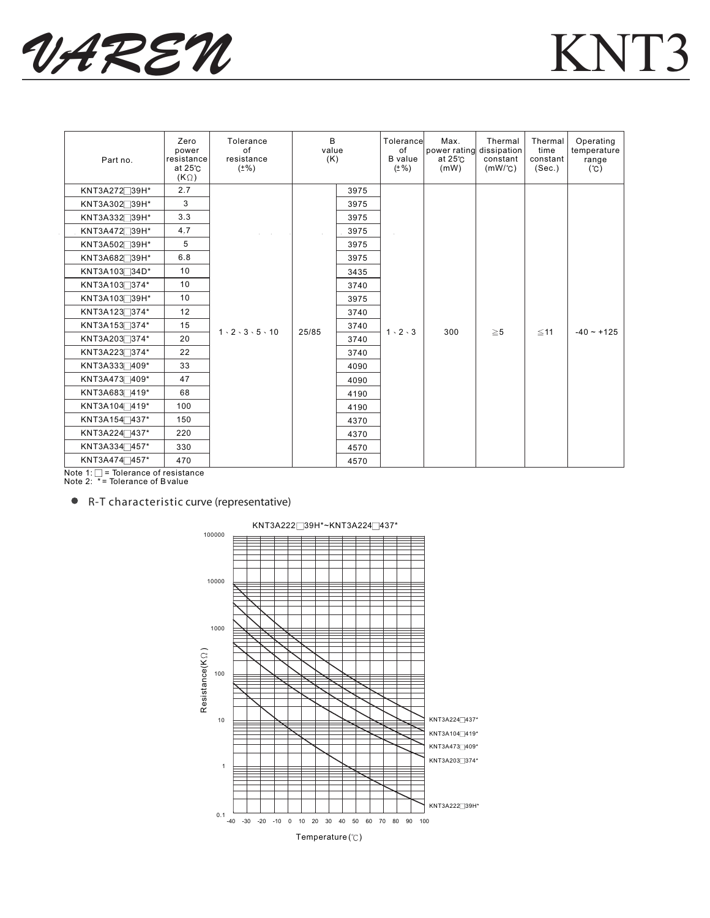| Part no. | Zero power resistance at 25℃ (KΩ) | Tolerance of resistance (±%) | B value (K) | | Tolerance of B value (±%) | Max. power rating at 25℃ (mW) | Thermal dissipation constant (mW/℃) | Thermal time constant (Sec.) | Operating temperature range (℃) |
|---|---|---|---|---|---|---|---|---|---|
| KNT3A272□39H* | 2.7 | 1、2、3、5、10 | 25/85 | 3975 | 1、2、3 | 300 | ≧5 | ≦11 | -40 ~ +125 |
| KNT3A302□39H* | 3 | | | 3975 | | | | | |
| KNT3A332□39H* | 3.3 | | | 3975 | | | | | |
| KNT3A472□39H* | 4.7 | | | 3975 | | | | | |
| KNT3A502□39H* | 5 | | | 3975 | | | | | |
| KNT3A682□39H* | 6.8 | | | 3975 | | | | | |
| KNT3A103□34D* | 10 | | | 3435 | | | | | |
| KNT3A103□374* | 10 | | | 3740 | | | | | |
| KNT3A103□39H* | 10 | | | 3975 | | | | | |
| KNT3A123□374* | 12 | | | 3740 | | | | | |
| KNT3A153□374* | 15 | | | 3740 | | | | | |
| KNT3A203□374* | 20 | | | 3740 | | | | | |
| KNT3A223□374* | 22 | | | 3740 | | | | | |
| KNT3A333□409* | 33 | | | 4090 | | | | | |
| KNT3A473□409* | 47 | | | 4090 | | | | | |
| KNT3A683□419* | 68 | | | 4190 | | | | | |
| KNT3A104□419* | 100 | | | 4190 | | | | | |
| KNT3A154□437* | 150 | | | 4370 | | | | | |
| KNT3A224□437* | 220 | | | 4370 | | | | | |
| KNT3A334□457* | 330 | | | 4570 | | | | | |
| KNT3A474□457* | 470 | | | 4570 | | | | | |

Note 1: □ = Tolerance of resistance
Note 2: * = Tolerance of B value

- R-T characteristic curve (representative)

KNT3A222□39H*~KNT3A224□437*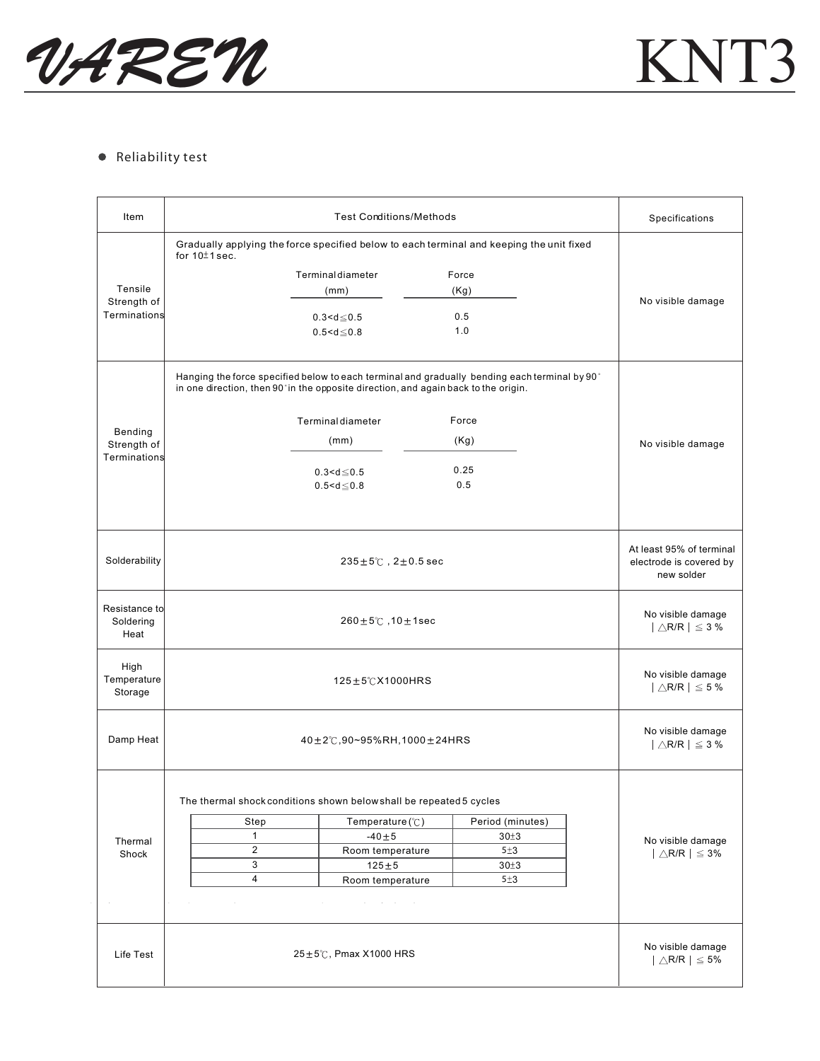- Reliability test

| Item | Test Conditions/Methods | Specifications |
|---|---|---|
| Tensile Strength of Terminations | Gradually applying the force specified below to each terminal and keeping the unit fixed for 10±1 sec.<br>Terminal diameter (mm) / Force (Kg)<br>0.3<d≦0.5 / 0.5<br>0.5<d≦0.8 / 1.0 | No visible damage |
| Bending Strength of Terminations | Hanging the force specified below to each terminal and gradually bending each terminal by 90° in one direction, then 90° in the opposite direction, and again back to the origin.<br>Terminal diameter (mm) / Force (Kg)<br>0.3<d≦0.5 / 0.25<br>0.5<d≦0.8 / 0.5 | No visible damage |
| Solderability | 235±5℃, 2±0.5 sec | At least 95% of terminal electrode is covered by new solder |
| Resistance to Soldering Heat | 260±5℃, 10±1sec | No visible damage<br>\|△R/R\| ≦ 3 % |
| High Temperature Storage | 125±5℃X1000HRS | No visible damage<br>\|△R/R\| ≦ 5 % |
| Damp Heat | 40±2℃, 90~95%RH, 1000±24HRS | No visible damage<br>\|△R/R\| ≦ 3 % |
| Thermal Shock | The thermal shock conditions shown below shall be repeated 5 cycles<br>Step / Temperature (℃) / Period (minutes)<br>1 / -40±5 / 30±3<br>2 / Room temperature / 5±3<br>3 / 125±5 / 30±3<br>4 / Room temperature / 5±3 | No visible damage<br>\|△R/R\| ≦ 3% |
| Life Test | 25±5℃, Pmax X1000 HRS | No visible damage<br>\|△R/R\| ≦ 5% |